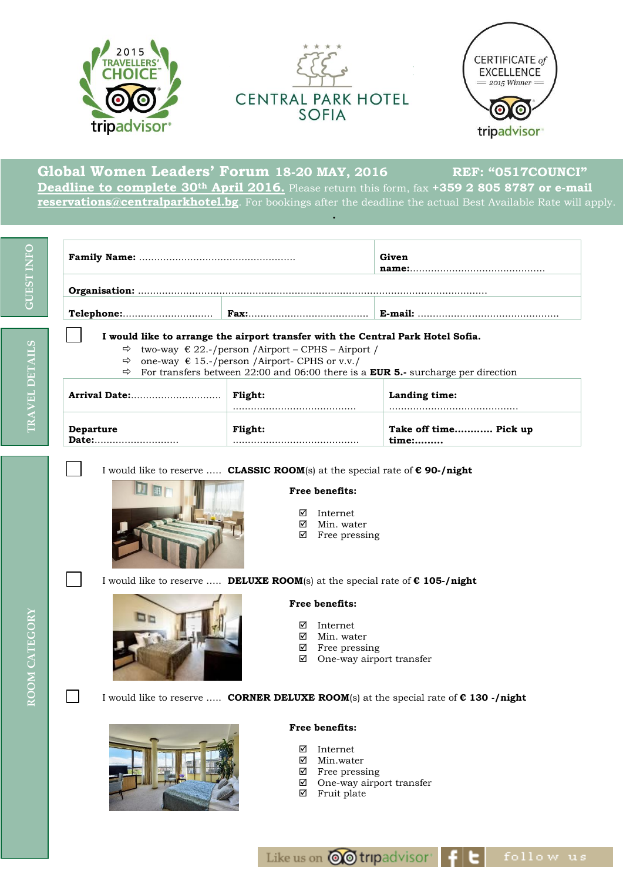2015 TRAVELLERS' CHOICE tripadvisor

CENTRAL PARK HOTEL SOFIA

CERTIFICATE of EXCELLENCE 2015 Winner tripadvisor

## Global Women Leaders' Forum 18-20 MAY, 2016 REF: "0517COUNCI"

**Deadline to complete 30th April 2016.** Please return this form, fax **+359 2 805 8787 or e-mail reservations@centralparkhotel.bg**. For bookings after the deadline the actual Best Available Rate will apply.

**GUEST INFO**

| **Family Name:** ............................................... | | **Given name:**............................................ |
|---|---|---|
| **Organisation:** ............................................................................................................ | | |
| **Telephone:**.............................. | **Fax:**...................................... | **E-mail:** .............................................. |

**TRAVEL DETAILS**

☐ **I would like to arrange the airport transfer with the Central Park Hotel Sofia.**

- ⇨ two-way € 22.-/person /Airport – CPHS – Airport /
- ⇨ one-way € 15.-/person /Airport- CPHS or v.v./
- ⇨ For transfers between 22:00 and 06:00 there is a **EUR 5.-** surcharge per direction

| **Arrival Date:**............................ | **Flight:** ........................................ | **Landing time:** .......................................... |
|---|---|---|
| **Departure Date:**........................... | **Flight:** ......................................... | **Take off time**........... **Pick up time:**......... |

**ROOM CATEGORY**

☐ I would like to reserve ..... **CLASSIC ROOM**(s) at the special rate of **€ 90-/night**

**Free benefits:**

- ☑ Internet
- ☑ Min. water
- ☑ Free pressing

☐ I would like to reserve ..... **DELUXE ROOM**(s) at the special rate of **€ 105-/night**

**Free benefits:**

- ☑ Internet
- ☑ Min. water
- ☑ Free pressing
- ☑ One-way airport transfer

☐ I would like to reserve ..... **CORNER DELUXE ROOM**(s) at the special rate of **€ 130 -/night**

**Free benefits:**

- ☑ Internet
- ☑ Min.water
- ☑ Free pressing
- ☑ One-way airport transfer
- ☑ Fruit plate

Like us on tripadvisor | follow us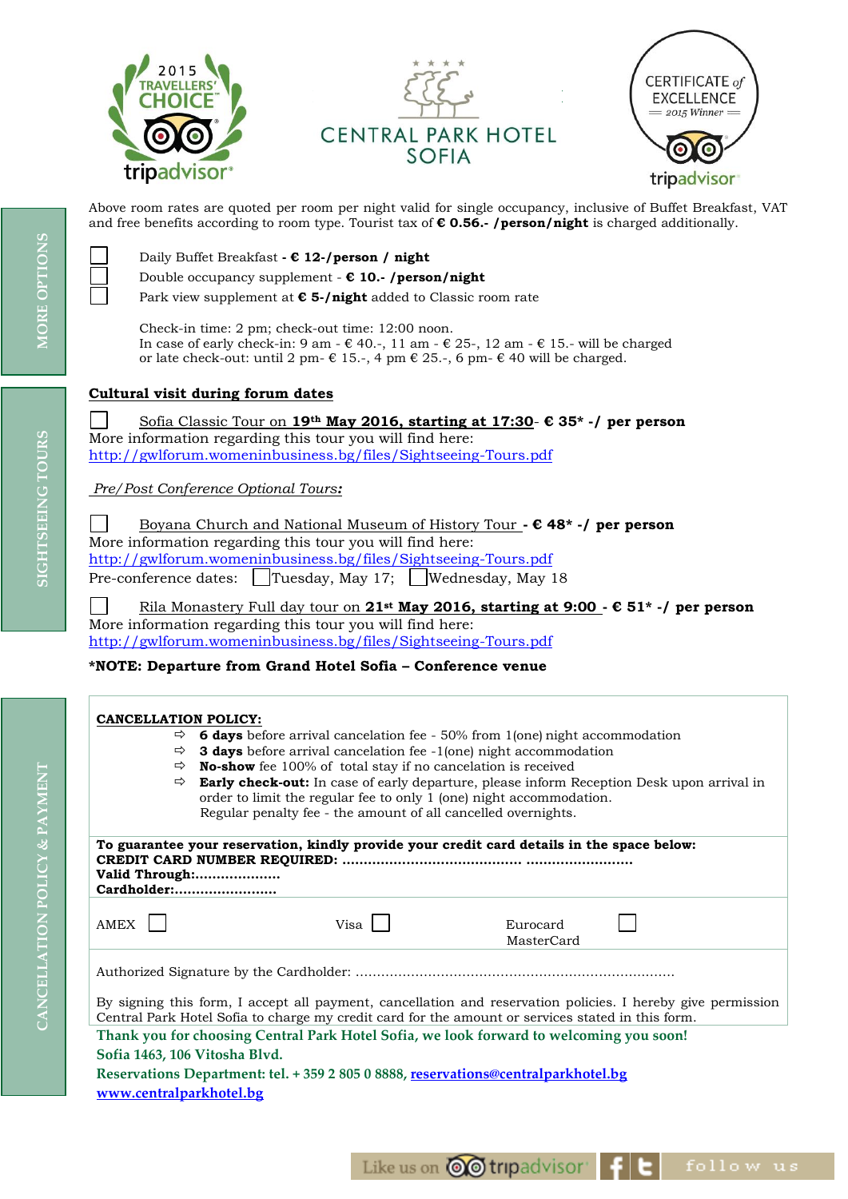2015 TRAVELLERS' CHOICE tripadvisor

CENTRAL PARK HOTEL SOFIA

CERTIFICATE of EXCELLENCE 2015 Winner tripadvisor

Above room rates are quoted per room per night valid for single occupancy, inclusive of Buffet Breakfast, VAT and free benefits according to room type. Tourist tax of **€ 0.56.- /person/night** is charged additionally.

## MORE OPTIONS

☐ Daily Buffet Breakfast **- € 12-/person / night**

☐ Double occupancy supplement - **€ 10.- /person/night**

☐ Park view supplement at **€ 5-/night** added to Classic room rate

Check-in time: 2 pm; check-out time: 12:00 noon.
In case of early check-in: 9 am - € 40.-, 11 am - € 25-, 12 am - € 15.- will be charged or late check-out: until 2 pm- € 15.-, 4 pm € 25.-, 6 pm- € 40 will be charged.

## SIGHTSEEING TOURS

**Cultural visit during forum dates**

☐ Sofia Classic Tour on **19th May 2016, starting at 17:30**- **€ 35* -/ per person**
More information regarding this tour you will find here:
http://gwlforum.womeninbusiness.bg/files/Sightseeing-Tours.pdf

*Pre/Post Conference Optional Tours:*

☐ Boyana Church and National Museum of History Tour **- € 48* -/ per person**
More information regarding this tour you will find here:
http://gwlforum.womeninbusiness.bg/files/Sightseeing-Tours.pdf
Pre-conference dates: ☐ Tuesday, May 17; ☐ Wednesday, May 18

☐ Rila Monastery Full day tour on **21st May 2016, starting at 9:00** **- € 51* -/ per person**
More information regarding this tour you will find here:
http://gwlforum.womeninbusiness.bg/files/Sightseeing-Tours.pdf

***NOTE: Departure from Grand Hotel Sofia – Conference venue**

## CANCELLATION POLICY & PAYMENT

**CANCELLATION POLICY:**

- **6 days** before arrival cancelation fee - 50% from 1(one) night accommodation
- **3 days** before arrival cancelation fee -1(one) night accommodation
- **No-show** fee 100% of total stay if no cancelation is received
- **Early check-out:** In case of early departure, please inform Reception Desk upon arrival in order to limit the regular fee to only 1 (one) night accommodation.
  Regular penalty fee - the amount of all cancelled overnights.

**To guarantee your reservation, kindly provide your credit card details in the space below:**
**CREDIT CARD NUMBER REQUIRED: ........................................ ........................**
**Valid Through:...................**
**Cardholder:.......................**

AMEX ☐ Visa ☐ Eurocard MasterCard ☐

Authorized Signature by the Cardholder: .........................................................................

By signing this form, I accept all payment, cancellation and reservation policies. I hereby give permission Central Park Hotel Sofia to charge my credit card for the amount or services stated in this form.

**Thank you for choosing Central Park Hotel Sofia, we look forward to welcoming you soon!**
**Sofia 1463, 106 Vitosha Blvd.**
**Reservations Department: tel. + 359 2 805 0 8888, reservations@centralparkhotel.bg**
**www.centralparkhotel.bg**

Like us on tripadvisor | follow us